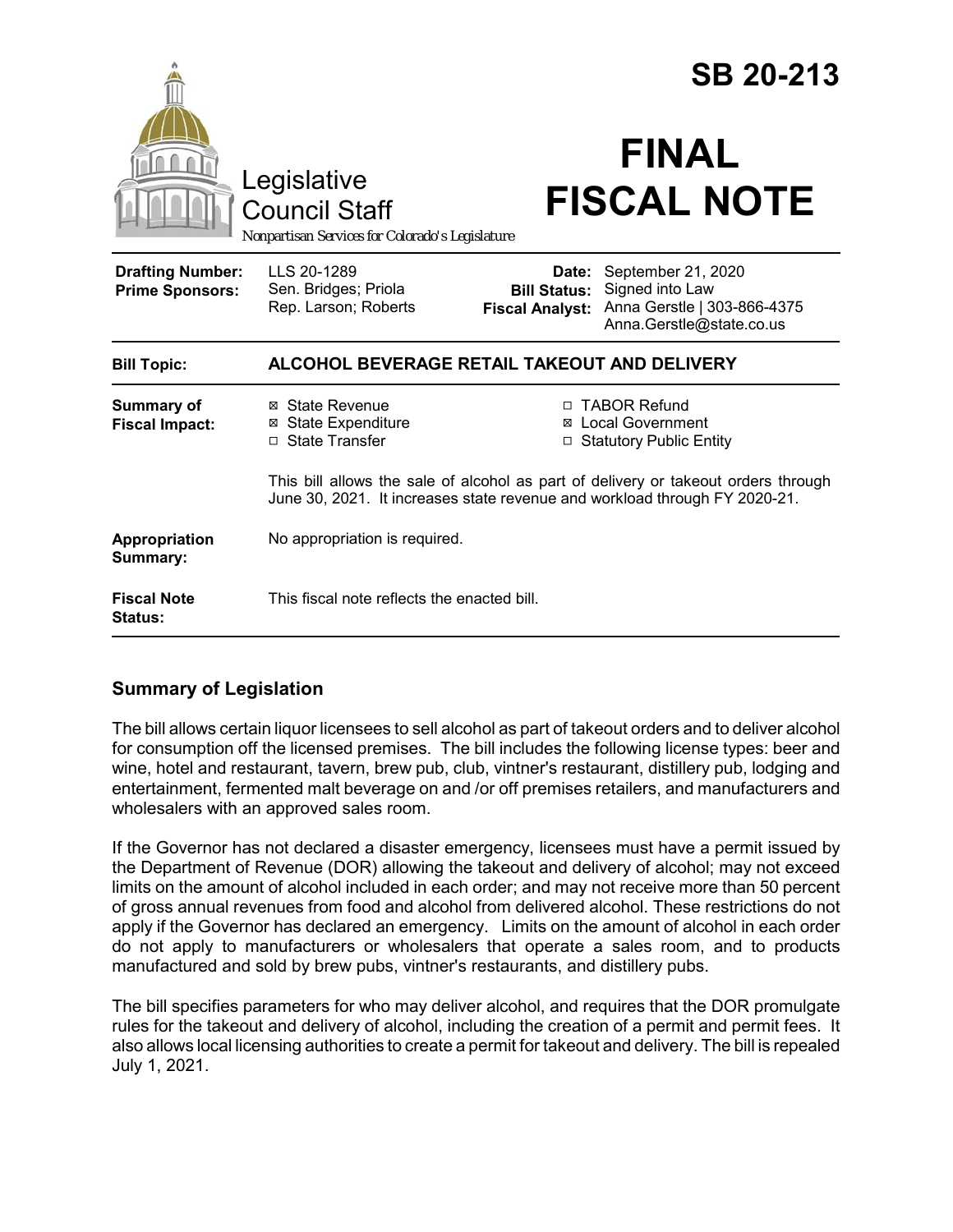# SB 20-213

Legislative Council Staff

*Nonpartisan Services for Colorado's Legislature*

# FINAL FISCAL NOTE

| | | | |
|---|---|---|---|
| **Drafting Number:** | LLS 20-1289 | **Date:** | September 21, 2020 |
| **Prime Sponsors:** | Sen. Bridges; Priola<br>Rep. Larson; Roberts | **Bill Status:** | Signed into Law |
| | | **Fiscal Analyst:** | Anna Gerstle \| 303-866-4375<br>Anna.Gerstle@state.co.us |

| | |
|---|---|
| **Bill Topic:** | **ALCOHOL BEVERAGE RETAIL TAKEOUT AND DELIVERY** |
| **Summary of Fiscal Impact:** | ☒ State Revenue<br>☒ State Expenditure<br>☐ State Transfer<br>☐ TABOR Refund<br>☒ Local Government<br>☐ Statutory Public Entity<br><br>This bill allows the sale of alcohol as part of delivery or takeout orders through June 30, 2021. It increases state revenue and workload through FY 2020-21. |
| **Appropriation Summary:** | No appropriation is required. |
| **Fiscal Note Status:** | This fiscal note reflects the enacted bill. |

## Summary of Legislation

The bill allows certain liquor licensees to sell alcohol as part of takeout orders and to deliver alcohol for consumption off the licensed premises. The bill includes the following license types: beer and wine, hotel and restaurant, tavern, brew pub, club, vintner's restaurant, distillery pub, lodging and entertainment, fermented malt beverage on and /or off premises retailers, and manufacturers and wholesalers with an approved sales room.

If the Governor has not declared a disaster emergency, licensees must have a permit issued by the Department of Revenue (DOR) allowing the takeout and delivery of alcohol; may not exceed limits on the amount of alcohol included in each order; and may not receive more than 50 percent of gross annual revenues from food and alcohol from delivered alcohol. These restrictions do not apply if the Governor has declared an emergency. Limits on the amount of alcohol in each order do not apply to manufacturers or wholesalers that operate a sales room, and to products manufactured and sold by brew pubs, vintner's restaurants, and distillery pubs.

The bill specifies parameters for who may deliver alcohol, and requires that the DOR promulgate rules for the takeout and delivery of alcohol, including the creation of a permit and permit fees. It also allows local licensing authorities to create a permit for takeout and delivery. The bill is repealed July 1, 2021.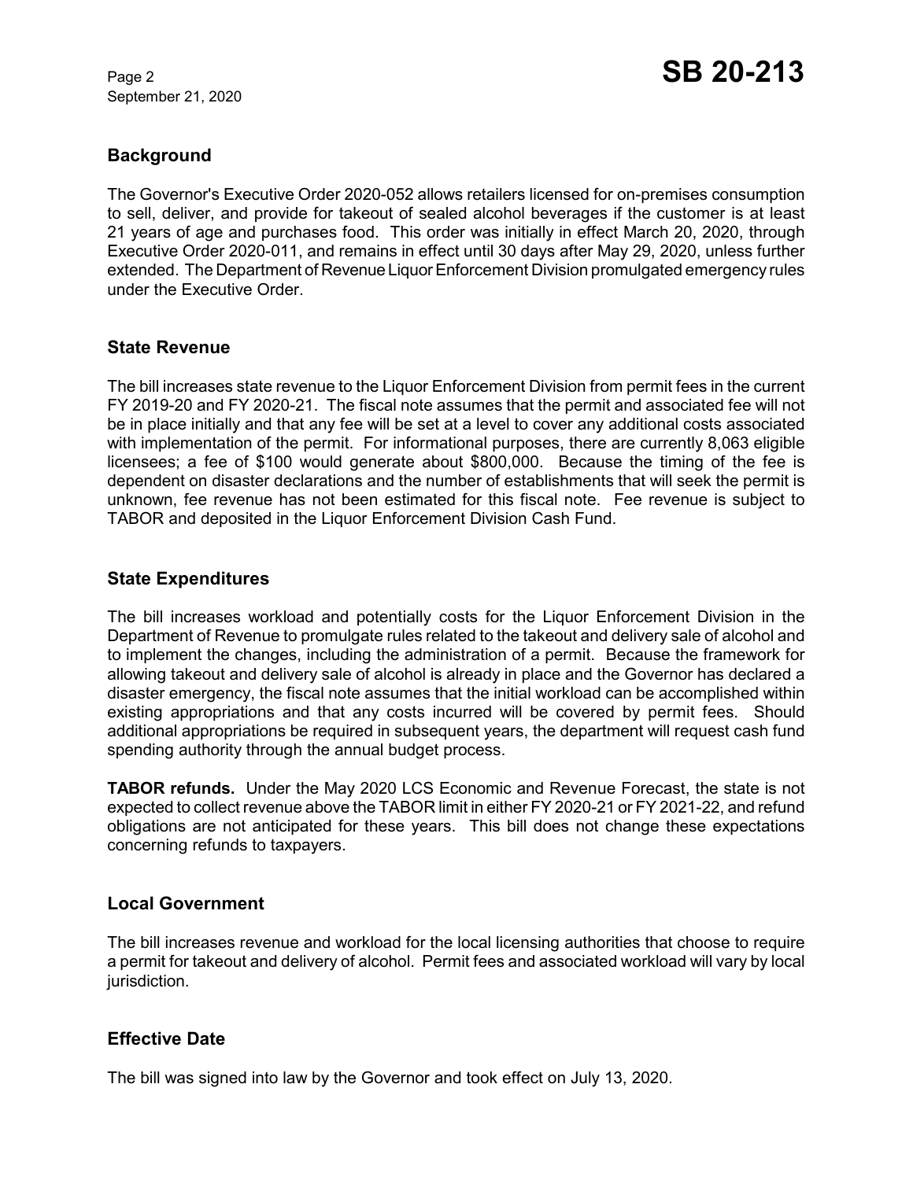## Background

The Governor's Executive Order 2020-052 allows retailers licensed for on-premises consumption to sell, deliver, and provide for takeout of sealed alcohol beverages if the customer is at least 21 years of age and purchases food. This order was initially in effect March 20, 2020, through Executive Order 2020-011, and remains in effect until 30 days after May 29, 2020, unless further extended. The Department of Revenue Liquor Enforcement Division promulgated emergency rules under the Executive Order.

## State Revenue

The bill increases state revenue to the Liquor Enforcement Division from permit fees in the current FY 2019-20 and FY 2020-21. The fiscal note assumes that the permit and associated fee will not be in place initially and that any fee will be set at a level to cover any additional costs associated with implementation of the permit. For informational purposes, there are currently 8,063 eligible licensees; a fee of $100 would generate about $800,000. Because the timing of the fee is dependent on disaster declarations and the number of establishments that will seek the permit is unknown, fee revenue has not been estimated for this fiscal note. Fee revenue is subject to TABOR and deposited in the Liquor Enforcement Division Cash Fund.

## State Expenditures

The bill increases workload and potentially costs for the Liquor Enforcement Division in the Department of Revenue to promulgate rules related to the takeout and delivery sale of alcohol and to implement the changes, including the administration of a permit. Because the framework for allowing takeout and delivery sale of alcohol is already in place and the Governor has declared a disaster emergency, the fiscal note assumes that the initial workload can be accomplished within existing appropriations and that any costs incurred will be covered by permit fees. Should additional appropriations be required in subsequent years, the department will request cash fund spending authority through the annual budget process.

**TABOR refunds.** Under the May 2020 LCS Economic and Revenue Forecast, the state is not expected to collect revenue above the TABOR limit in either FY 2020-21 or FY 2021-22, and refund obligations are not anticipated for these years. This bill does not change these expectations concerning refunds to taxpayers.

## Local Government

The bill increases revenue and workload for the local licensing authorities that choose to require a permit for takeout and delivery of alcohol. Permit fees and associated workload will vary by local jurisdiction.

## Effective Date

The bill was signed into law by the Governor and took effect on July 13, 2020.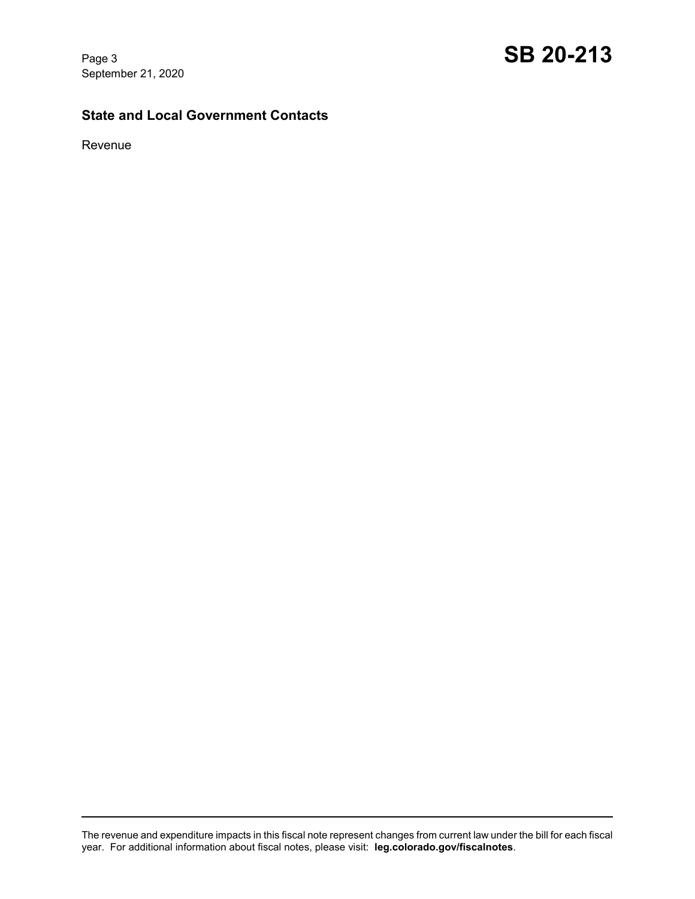## State and Local Government Contacts

Revenue

The revenue and expenditure impacts in this fiscal note represent changes from current law under the bill for each fiscal year. For additional information about fiscal notes, please visit: **leg.colorado.gov/fiscalnotes**.